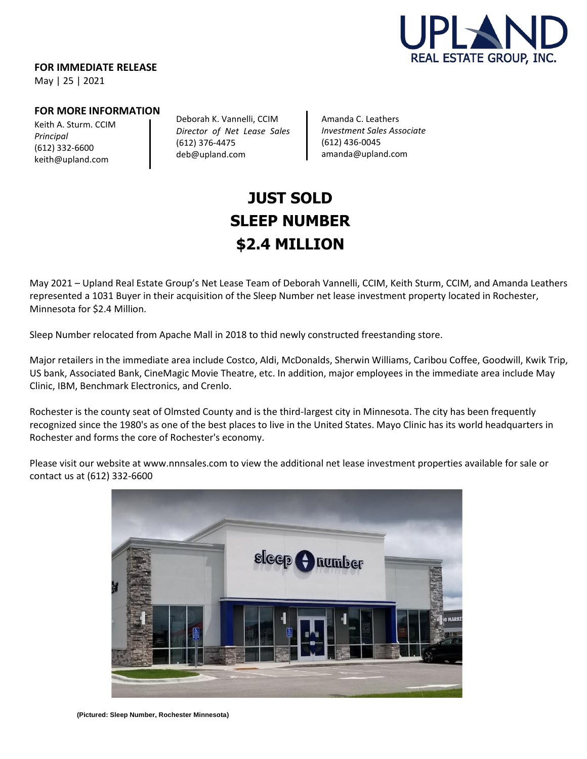UPLAND REAL ESTATE GROUP, INC.

**FOR IMMEDIATE RELEASE**
May | 25 | 2021

**FOR MORE INFORMATION**

Keith A. Sturm. CCIM
*Principal*
(612) 332-6600
keith@upland.com

Deborah K. Vannelli, CCIM
*Director of Net Lease Sales*
(612) 376-4475
deb@upland.com

Amanda C. Leathers
*Investment Sales Associate*
(612) 436-0045
amanda@upland.com

# JUST SOLD
# SLEEP NUMBER
# $2.4 MILLION

May 2021 – Upland Real Estate Group's Net Lease Team of Deborah Vannelli, CCIM, Keith Sturm, CCIM, and Amanda Leathers represented a 1031 Buyer in their acquisition of the Sleep Number net lease investment property located in Rochester, Minnesota for $2.4 Million.

Sleep Number relocated from Apache Mall in 2018 to thid newly constructed freestanding store.

Major retailers in the immediate area include Costco, Aldi, McDonalds, Sherwin Williams, Caribou Coffee, Goodwill, Kwik Trip, US bank, Associated Bank, CineMagic Movie Theatre, etc. In addition, major employees in the immediate area include May Clinic, IBM, Benchmark Electronics, and Crenlo.

Rochester is the county seat of Olmsted County and is the third-largest city in Minnesota. The city has been frequently recognized since the 1980's as one of the best places to live in the United States. Mayo Clinic has its world headquarters in Rochester and forms the core of Rochester's economy.

Please visit our website at www.nnnsales.com to view the additional net lease investment properties available for sale or contact us at (612) 332-6600

**(Pictured: Sleep Number, Rochester Minnesota)**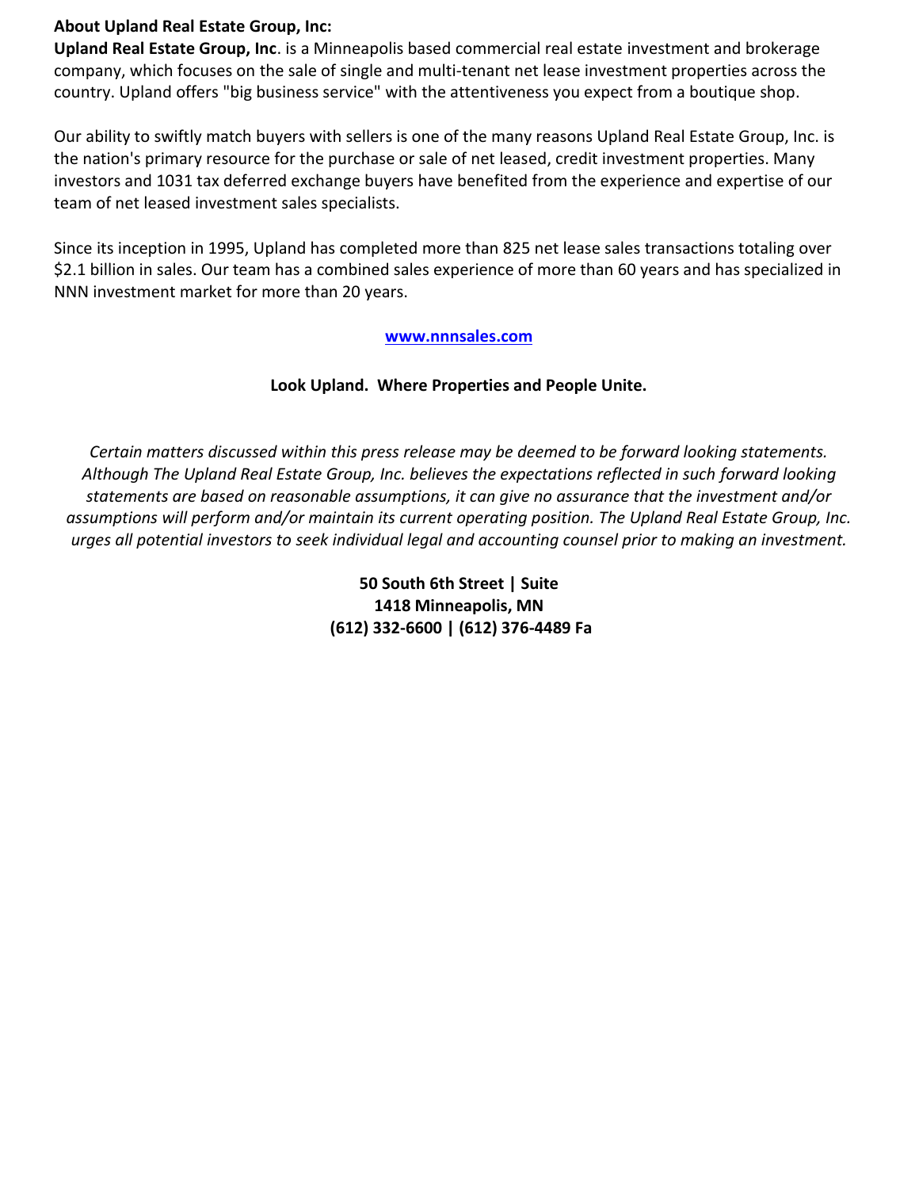**About Upland Real Estate Group, Inc:**

**Upland Real Estate Group, Inc**. is a Minneapolis based commercial real estate investment and brokerage company, which focuses on the sale of single and multi-tenant net lease investment properties across the country. Upland offers "big business service" with the attentiveness you expect from a boutique shop.

Our ability to swiftly match buyers with sellers is one of the many reasons Upland Real Estate Group, Inc. is the nation's primary resource for the purchase or sale of net leased, credit investment properties. Many investors and 1031 tax deferred exchange buyers have benefited from the experience and expertise of our team of net leased investment sales specialists.

Since its inception in 1995, Upland has completed more than 825 net lease sales transactions totaling over $2.1 billion in sales. Our team has a combined sales experience of more than 60 years and has specialized in NNN investment market for more than 20 years.

**[www.nnnsales.com](http://www.nnnsales.com)**

**Look Upland. Where Properties and People Unite.**

*Certain matters discussed within this press release may be deemed to be forward looking statements. Although The Upland Real Estate Group, Inc. believes the expectations reflected in such forward looking statements are based on reasonable assumptions, it can give no assurance that the investment and/or assumptions will perform and/or maintain its current operating position. The Upland Real Estate Group, Inc. urges all potential investors to seek individual legal and accounting counsel prior to making an investment.*

**50 South 6th Street | Suite 1418 Minneapolis, MN**
**(612) 332-6600 | (612) 376-4489 Fa**